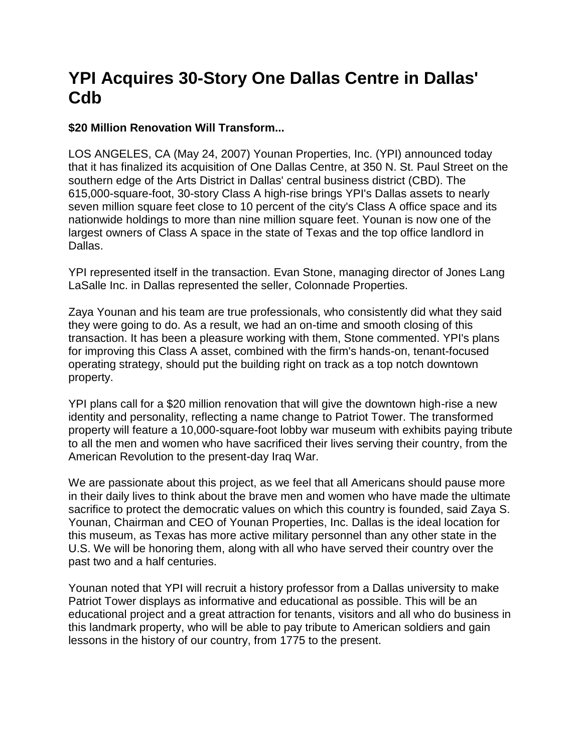# YPI Acquires 30-Story One Dallas Centre in Dallas' Cdb

**$20 Million Renovation Will Transform...**

LOS ANGELES, CA (May 24, 2007) Younan Properties, Inc. (YPI) announced today that it has finalized its acquisition of One Dallas Centre, at 350 N. St. Paul Street on the southern edge of the Arts District in Dallas' central business district (CBD). The 615,000-square-foot, 30-story Class A high-rise brings YPI's Dallas assets to nearly seven million square feet close to 10 percent of the city's Class A office space and its nationwide holdings to more than nine million square feet. Younan is now one of the largest owners of Class A space in the state of Texas and the top office landlord in Dallas.

YPI represented itself in the transaction. Evan Stone, managing director of Jones Lang LaSalle Inc. in Dallas represented the seller, Colonnade Properties.

Zaya Younan and his team are true professionals, who consistently did what they said they were going to do. As a result, we had an on-time and smooth closing of this transaction. It has been a pleasure working with them, Stone commented. YPI's plans for improving this Class A asset, combined with the firm's hands-on, tenant-focused operating strategy, should put the building right on track as a top notch downtown property.

YPI plans call for a $20 million renovation that will give the downtown high-rise a new identity and personality, reflecting a name change to Patriot Tower. The transformed property will feature a 10,000-square-foot lobby war museum with exhibits paying tribute to all the men and women who have sacrificed their lives serving their country, from the American Revolution to the present-day Iraq War.

We are passionate about this project, as we feel that all Americans should pause more in their daily lives to think about the brave men and women who have made the ultimate sacrifice to protect the democratic values on which this country is founded, said Zaya S. Younan, Chairman and CEO of Younan Properties, Inc. Dallas is the ideal location for this museum, as Texas has more active military personnel than any other state in the U.S. We will be honoring them, along with all who have served their country over the past two and a half centuries.

Younan noted that YPI will recruit a history professor from a Dallas university to make Patriot Tower displays as informative and educational as possible. This will be an educational project and a great attraction for tenants, visitors and all who do business in this landmark property, who will be able to pay tribute to American soldiers and gain lessons in the history of our country, from 1775 to the present.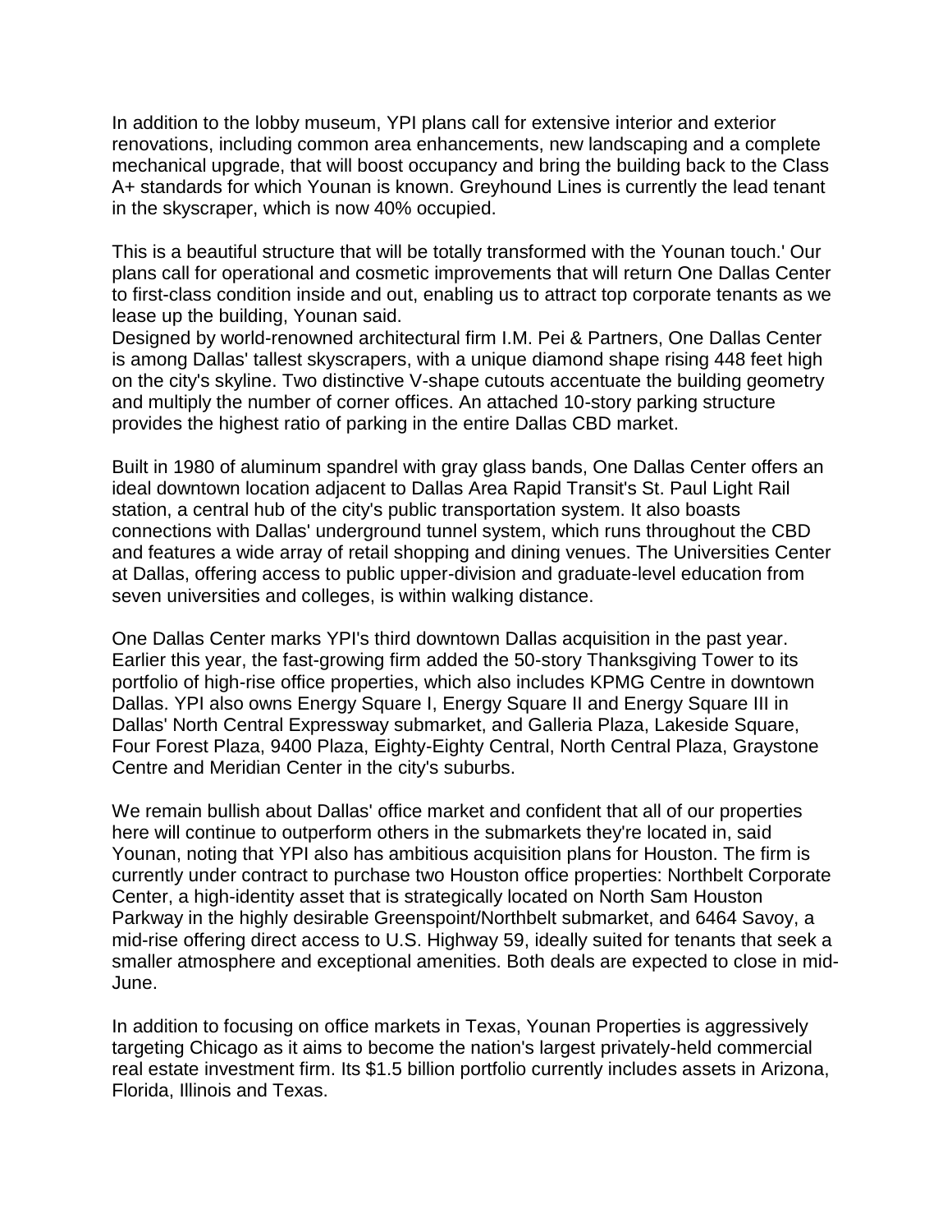In addition to the lobby museum, YPI plans call for extensive interior and exterior renovations, including common area enhancements, new landscaping and a complete mechanical upgrade, that will boost occupancy and bring the building back to the Class A+ standards for which Younan is known. Greyhound Lines is currently the lead tenant in the skyscraper, which is now 40% occupied.

This is a beautiful structure that will be totally transformed with the Younan touch.' Our plans call for operational and cosmetic improvements that will return One Dallas Center to first-class condition inside and out, enabling us to attract top corporate tenants as we lease up the building, Younan said.

Designed by world-renowned architectural firm I.M. Pei & Partners, One Dallas Center is among Dallas' tallest skyscrapers, with a unique diamond shape rising 448 feet high on the city's skyline. Two distinctive V-shape cutouts accentuate the building geometry and multiply the number of corner offices. An attached 10-story parking structure provides the highest ratio of parking in the entire Dallas CBD market.

Built in 1980 of aluminum spandrel with gray glass bands, One Dallas Center offers an ideal downtown location adjacent to Dallas Area Rapid Transit's St. Paul Light Rail station, a central hub of the city's public transportation system. It also boasts connections with Dallas' underground tunnel system, which runs throughout the CBD and features a wide array of retail shopping and dining venues. The Universities Center at Dallas, offering access to public upper-division and graduate-level education from seven universities and colleges, is within walking distance.

One Dallas Center marks YPI's third downtown Dallas acquisition in the past year. Earlier this year, the fast-growing firm added the 50-story Thanksgiving Tower to its portfolio of high-rise office properties, which also includes KPMG Centre in downtown Dallas. YPI also owns Energy Square I, Energy Square II and Energy Square III in Dallas' North Central Expressway submarket, and Galleria Plaza, Lakeside Square, Four Forest Plaza, 9400 Plaza, Eighty-Eighty Central, North Central Plaza, Graystone Centre and Meridian Center in the city's suburbs.

We remain bullish about Dallas' office market and confident that all of our properties here will continue to outperform others in the submarkets they're located in, said Younan, noting that YPI also has ambitious acquisition plans for Houston. The firm is currently under contract to purchase two Houston office properties: Northbelt Corporate Center, a high-identity asset that is strategically located on North Sam Houston Parkway in the highly desirable Greenspoint/Northbelt submarket, and 6464 Savoy, a mid-rise offering direct access to U.S. Highway 59, ideally suited for tenants that seek a smaller atmosphere and exceptional amenities. Both deals are expected to close in mid-June.

In addition to focusing on office markets in Texas, Younan Properties is aggressively targeting Chicago as it aims to become the nation's largest privately-held commercial real estate investment firm. Its $1.5 billion portfolio currently includes assets in Arizona, Florida, Illinois and Texas.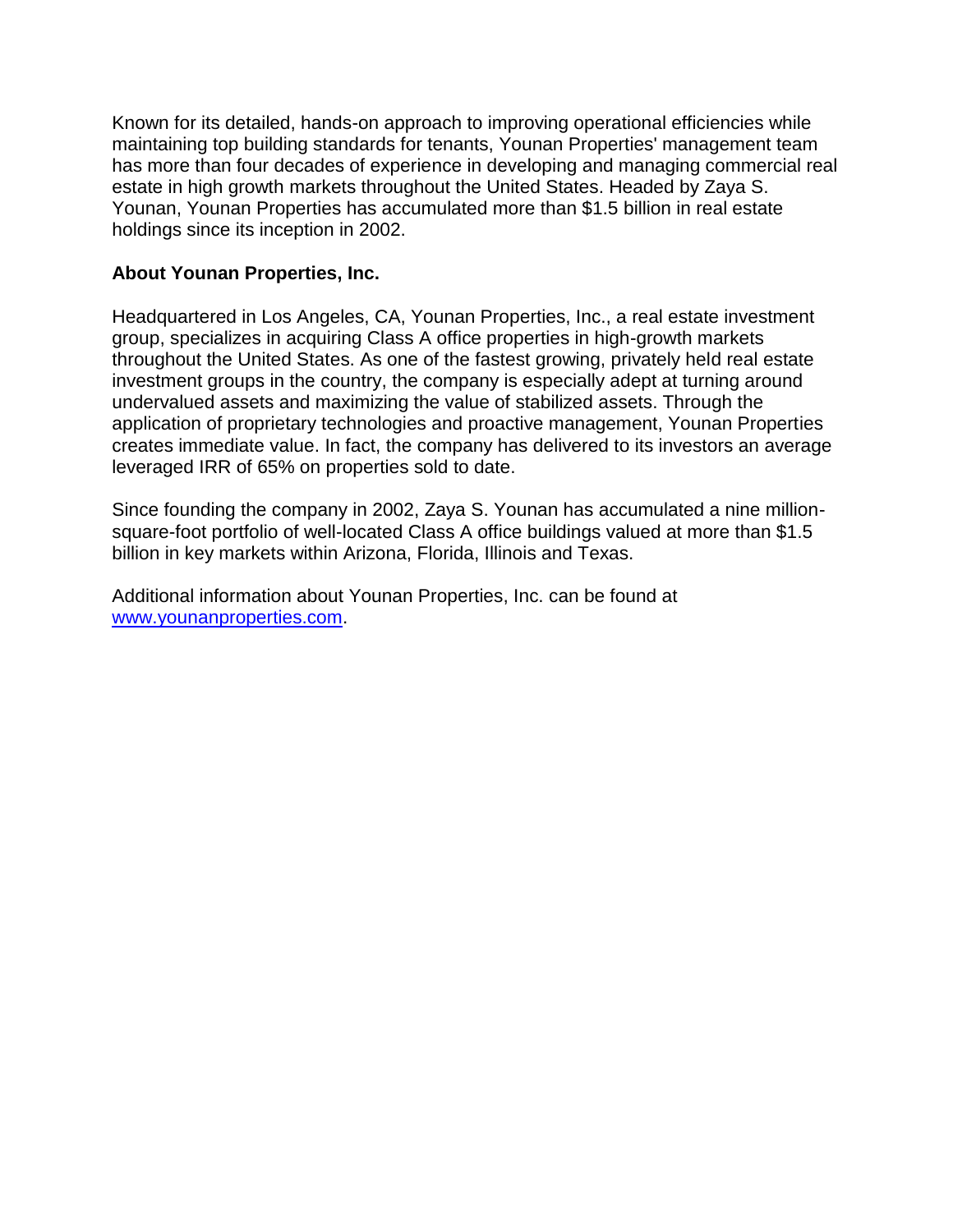Known for its detailed, hands-on approach to improving operational efficiencies while maintaining top building standards for tenants, Younan Properties' management team has more than four decades of experience in developing and managing commercial real estate in high growth markets throughout the United States. Headed by Zaya S. Younan, Younan Properties has accumulated more than $1.5 billion in real estate holdings since its inception in 2002.

**About Younan Properties, Inc.**

Headquartered in Los Angeles, CA, Younan Properties, Inc., a real estate investment group, specializes in acquiring Class A office properties in high-growth markets throughout the United States. As one of the fastest growing, privately held real estate investment groups in the country, the company is especially adept at turning around undervalued assets and maximizing the value of stabilized assets. Through the application of proprietary technologies and proactive management, Younan Properties creates immediate value. In fact, the company has delivered to its investors an average leveraged IRR of 65% on properties sold to date.

Since founding the company in 2002, Zaya S. Younan has accumulated a nine million-square-foot portfolio of well-located Class A office buildings valued at more than $1.5 billion in key markets within Arizona, Florida, Illinois and Texas.

Additional information about Younan Properties, Inc. can be found at [www.younanproperties.com](http://www.younanproperties.com).